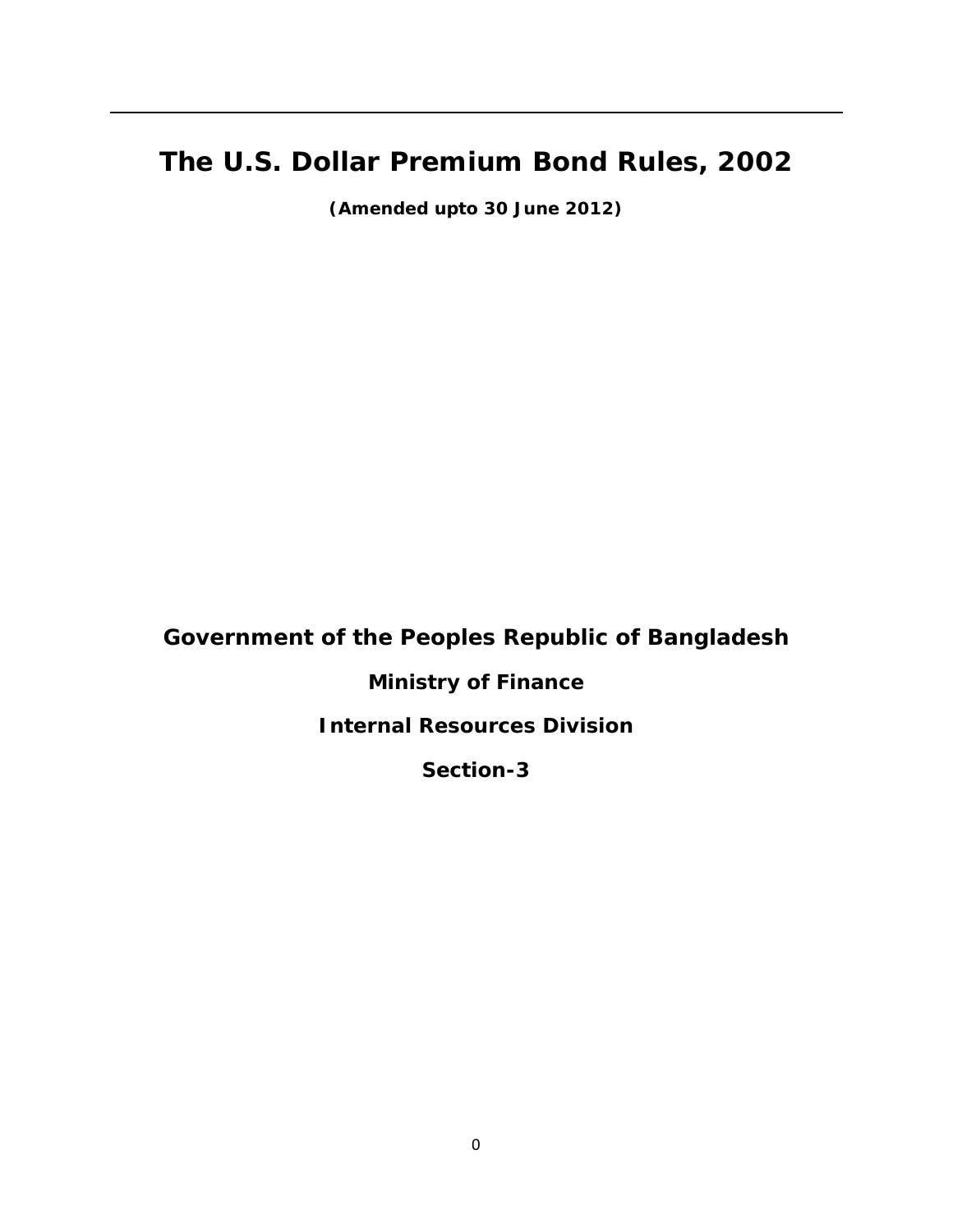# The U.S. Dollar Premium Bond Rules, 2002

**(Amended upto 30 June 2012)**

**Government of the Peoples Republic of Bangladesh**

**Ministry of Finance**

**Internal Resources Division**

**Section-3**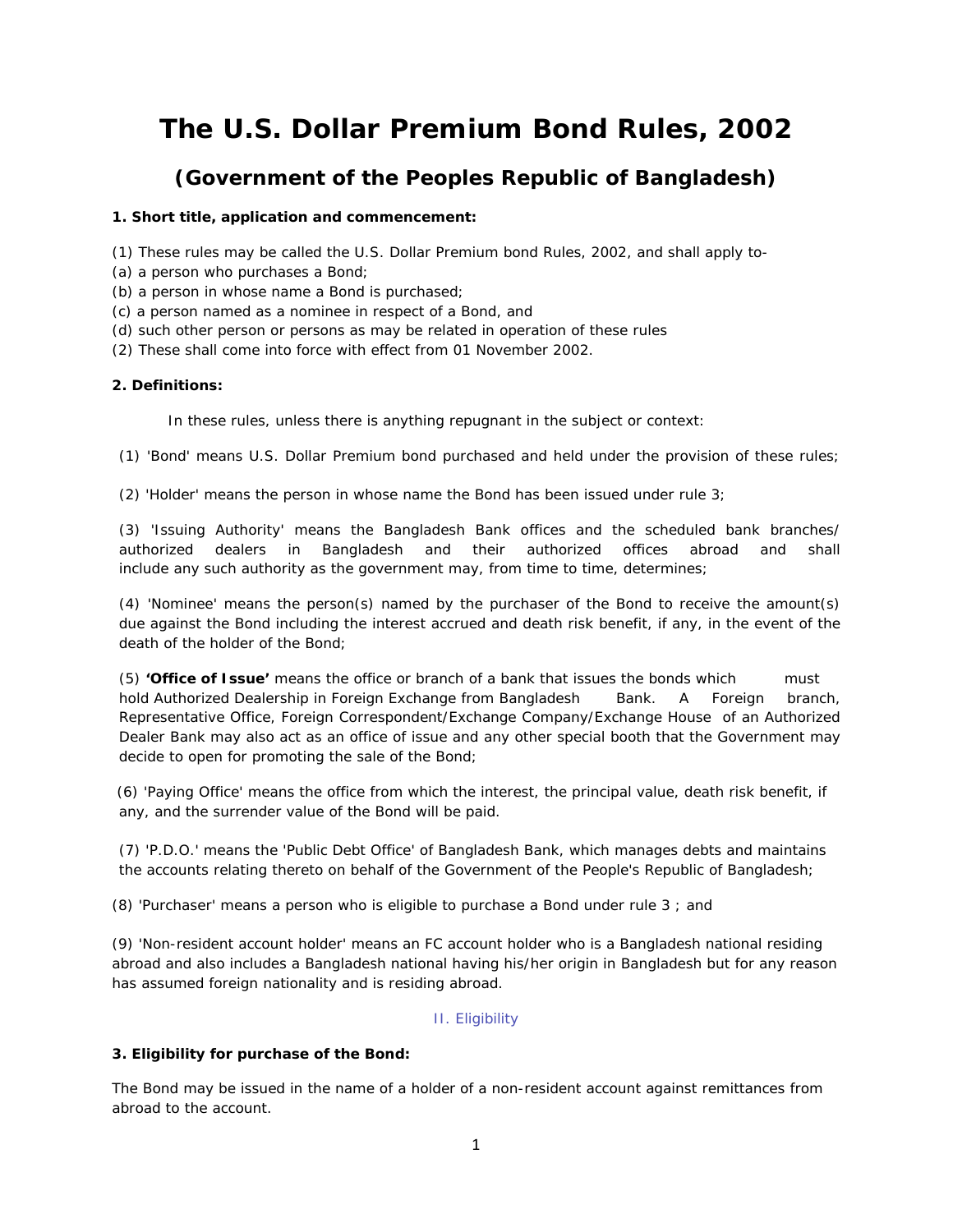# The U.S. Dollar Premium Bond Rules, 2002

## (Government of the Peoples Republic of Bangladesh)

**1. Short title, application and commencement:**

(1) These rules may be called the U.S. Dollar Premium bond Rules, 2002, and shall apply to-
(a) a person who purchases a Bond;
(b) a person in whose name a Bond is purchased;
(c) a person named as a nominee in respect of a Bond, and
(d) such other person or persons as may be related in operation of these rules
(2) These shall come into force with effect from 01 November 2002.

**2. Definitions:**

In these rules, unless there is anything repugnant in the subject or context:

(1) 'Bond' means U.S. Dollar Premium bond purchased and held under the provision of these rules;

(2) 'Holder' means the person in whose name the Bond has been issued under rule 3;

(3) 'Issuing Authority' means the Bangladesh Bank offices and the scheduled bank branches/ authorized dealers in Bangladesh and their authorized offices abroad and shall include any such authority as the government may, from time to time, determines;

(4) 'Nominee' means the person(s) named by the purchaser of the Bond to receive the amount(s) due against the Bond including the interest accrued and death risk benefit, if any, in the event of the death of the holder of the Bond;

(5) **'Office of Issue'** means the office or branch of a bank that issues the bonds which must hold Authorized Dealership in Foreign Exchange from Bangladesh Bank. A Foreign branch, Representative Office, Foreign Correspondent/Exchange Company/Exchange House of an Authorized Dealer Bank may also act as an office of issue and any other special booth that the Government may decide to open for promoting the sale of the Bond;

(6) 'Paying Office' means the office from which the interest, the principal value, death risk benefit, if any, and the surrender value of the Bond will be paid.

(7) 'P.D.O.' means the 'Public Debt Office' of Bangladesh Bank, which manages debts and maintains the accounts relating thereto on behalf of the Government of the People's Republic of Bangladesh;

(8) 'Purchaser' means a person who is eligible to purchase a Bond under rule 3 ; and

(9) 'Non-resident account holder' means an FC account holder who is a Bangladesh national residing abroad and also includes a Bangladesh national having his/her origin in Bangladesh but for any reason has assumed foreign nationality and is residing abroad.

II. Eligibility

**3. Eligibility for purchase of the Bond:**

The Bond may be issued in the name of a holder of a non-resident account against remittances from abroad to the account.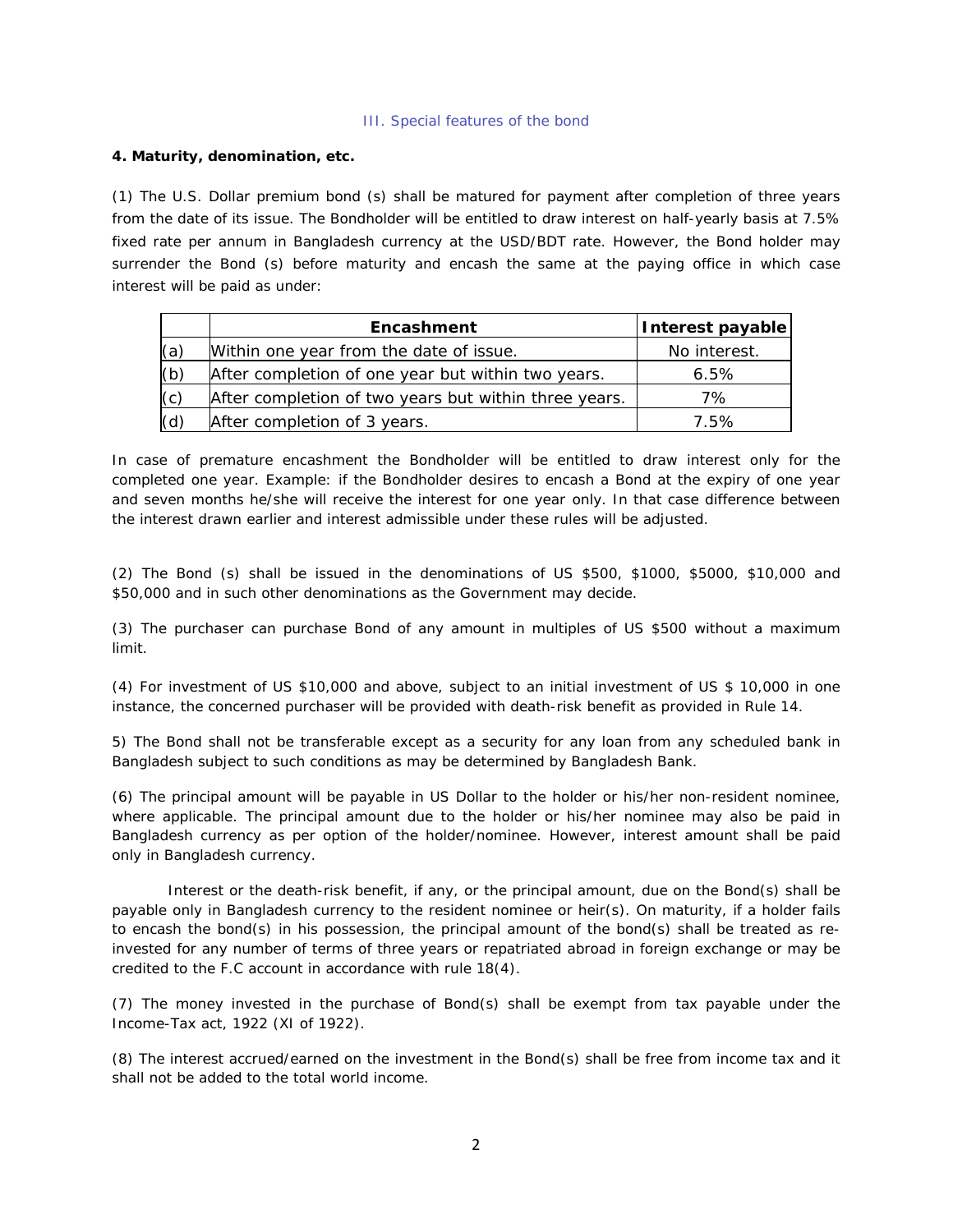## III. Special features of the bond

**4. Maturity, denomination, etc.**

(1) The U.S. Dollar premium bond (s) shall be matured for payment after completion of three years from the date of its issue. The Bondholder will be entitled to draw interest on half-yearly basis at 7.5% fixed rate per annum in Bangladesh currency at the USD/BDT rate. However, the Bond holder may surrender the Bond (s) before maturity and encash the same at the paying office in which case interest will be paid as under:

| | Encashment | Interest payable |
|---|---|---|
| (a) | Within one year from the date of issue. | No interest. |
| (b) | After completion of one year but within two years. | 6.5% |
| (c) | After completion of two years but within three years. | 7% |
| (d) | After completion of 3 years. | 7.5% |

In case of premature encashment the Bondholder will be entitled to draw interest only for the completed one year. Example: if the Bondholder desires to encash a Bond at the expiry of one year and seven months he/she will receive the interest for one year only. In that case difference between the interest drawn earlier and interest admissible under these rules will be adjusted.

(2) The Bond (s) shall be issued in the denominations of US $500, $1000, $5000, $10,000 and $50,000 and in such other denominations as the Government may decide.

(3) The purchaser can purchase Bond of any amount in multiples of US $500 without a maximum limit.

(4) For investment of US $10,000 and above, subject to an initial investment of US $ 10,000 in one instance, the concerned purchaser will be provided with death-risk benefit as provided in Rule 14.

5) The Bond shall not be transferable except as a security for any loan from any scheduled bank in Bangladesh subject to such conditions as may be determined by Bangladesh Bank.

(6) The principal amount will be payable in US Dollar to the holder or his/her non-resident nominee, where applicable. The principal amount due to the holder or his/her nominee may also be paid in Bangladesh currency as per option of the holder/nominee. However, interest amount shall be paid only in Bangladesh currency.

Interest or the death-risk benefit, if any, or the principal amount, due on the Bond(s) shall be payable only in Bangladesh currency to the resident nominee or heir(s). On maturity, if a holder fails to encash the bond(s) in his possession, the principal amount of the bond(s) shall be treated as re-invested for any number of terms of three years or repatriated abroad in foreign exchange or may be credited to the F.C account in accordance with rule 18(4).

(7) The money invested in the purchase of Bond(s) shall be exempt from tax payable under the Income-Tax act, 1922 (XI of 1922).

(8) The interest accrued/earned on the investment in the Bond(s) shall be free from income tax and it shall not be added to the total world income.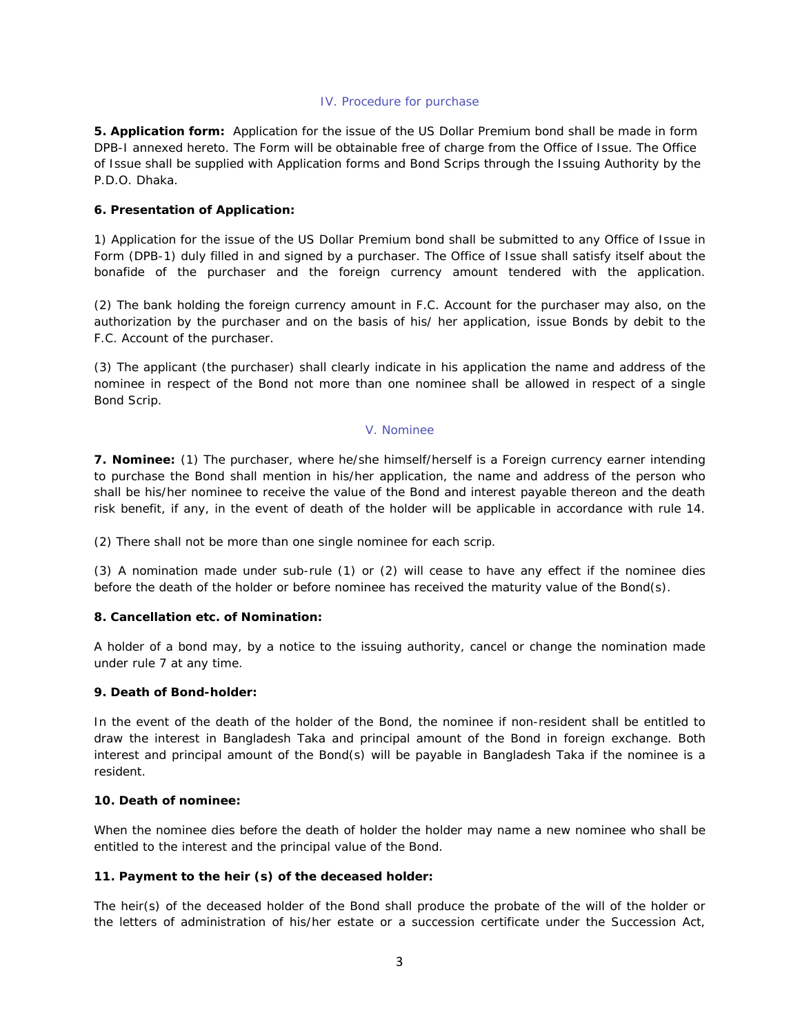## IV. Procedure for purchase

**5. Application form:** Application for the issue of the US Dollar Premium bond shall be made in form DPB-I annexed hereto. The Form will be obtainable free of charge from the Office of Issue. The Office of Issue shall be supplied with Application forms and Bond Scrips through the Issuing Authority by the P.D.O. Dhaka.

**6. Presentation of Application:**

1) Application for the issue of the US Dollar Premium bond shall be submitted to any Office of Issue in Form (DPB-1) duly filled in and signed by a purchaser. The Office of Issue shall satisfy itself about the bonafide of the purchaser and the foreign currency amount tendered with the application.

(2) The bank holding the foreign currency amount in F.C. Account for the purchaser may also, on the authorization by the purchaser and on the basis of his/ her application, issue Bonds by debit to the F.C. Account of the purchaser.

(3) The applicant (the purchaser) shall clearly indicate in his application the name and address of the nominee in respect of the Bond not more than one nominee shall be allowed in respect of a single Bond Scrip.

## V. Nominee

**7. Nominee:** (1) The purchaser, where he/she himself/herself is a Foreign currency earner intending to purchase the Bond shall mention in his/her application, the name and address of the person who shall be his/her nominee to receive the value of the Bond and interest payable thereon and the death risk benefit, if any, in the event of death of the holder will be applicable in accordance with rule 14.

(2) There shall not be more than one single nominee for each scrip.

(3) A nomination made under sub-rule (1) or (2) will cease to have any effect if the nominee dies before the death of the holder or before nominee has received the maturity value of the Bond(s).

**8. Cancellation etc. of Nomination:**

A holder of a bond may, by a notice to the issuing authority, cancel or change the nomination made under rule 7 at any time.

**9. Death of Bond-holder:**

In the event of the death of the holder of the Bond, the nominee if non-resident shall be entitled to draw the interest in Bangladesh Taka and principal amount of the Bond in foreign exchange. Both interest and principal amount of the Bond(s) will be payable in Bangladesh Taka if the nominee is a resident.

**10. Death of nominee:**

When the nominee dies before the death of holder the holder may name a new nominee who shall be entitled to the interest and the principal value of the Bond.

**11. Payment to the heir (s) of the deceased holder:**

The heir(s) of the deceased holder of the Bond shall produce the probate of the will of the holder or the letters of administration of his/her estate or a succession certificate under the Succession Act,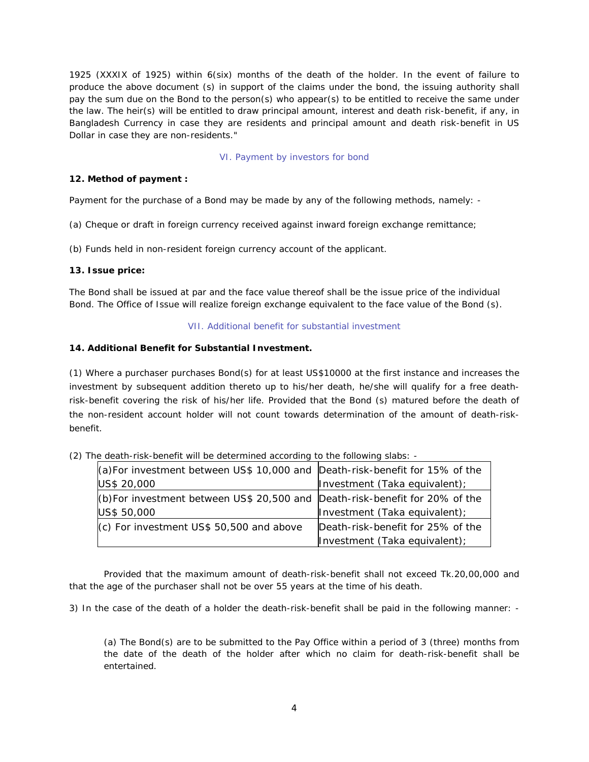1925 (XXXIX of 1925) within 6(six) months of the death of the holder. In the event of failure to produce the above document (s) in support of the claims under the bond, the issuing authority shall pay the sum due on the Bond to the person(s) who appear(s) to be entitled to receive the same under the law. The heir(s) will be entitled to draw principal amount, interest and death risk-benefit, if any, in Bangladesh Currency in case they are residents and principal amount and death risk-benefit in US Dollar in case they are non-residents."

## VI. Payment by investors for bond

**12. Method of payment :**

Payment for the purchase of a Bond may be made by any of the following methods, namely: -

(a) Cheque or draft in foreign currency received against inward foreign exchange remittance;

(b) Funds held in non-resident foreign currency account of the applicant.

**13. Issue price:**

The Bond shall be issued at par and the face value thereof shall be the issue price of the individual Bond. The Office of Issue will realize foreign exchange equivalent to the face value of the Bond (s).

## VII. Additional benefit for substantial investment

**14. Additional Benefit for Substantial Investment.**

(1) Where a purchaser purchases Bond(s) for at least US$10000 at the first instance and increases the investment by subsequent addition thereto up to his/her death, he/she will qualify for a free death-risk-benefit covering the risk of his/her life. Provided that the Bond (s) matured before the death of the non-resident account holder will not count towards determination of the amount of death-risk-benefit.

(2) The death-risk-benefit will be determined according to the following slabs: -

| | |
|---|---|
| (a)For investment between US$ 10,000 and US$ 20,000 | Death-risk-benefit for 15% of the Investment (Taka equivalent); |
| (b)For investment between US$ 20,500 and US$ 50,000 | Death-risk-benefit for 20% of the Investment (Taka equivalent); |
| (c) For investment US$ 50,500 and above | Death-risk-benefit for 25% of the Investment (Taka equivalent); |

Provided that the maximum amount of death-risk-benefit shall not exceed Tk.20,00,000 and that the age of the purchaser shall not be over 55 years at the time of his death.

3) In the case of the death of a holder the death-risk-benefit shall be paid in the following manner: -

(a) The Bond(s) are to be submitted to the Pay Office within a period of 3 (three) months from the date of the death of the holder after which no claim for death-risk-benefit shall be entertained.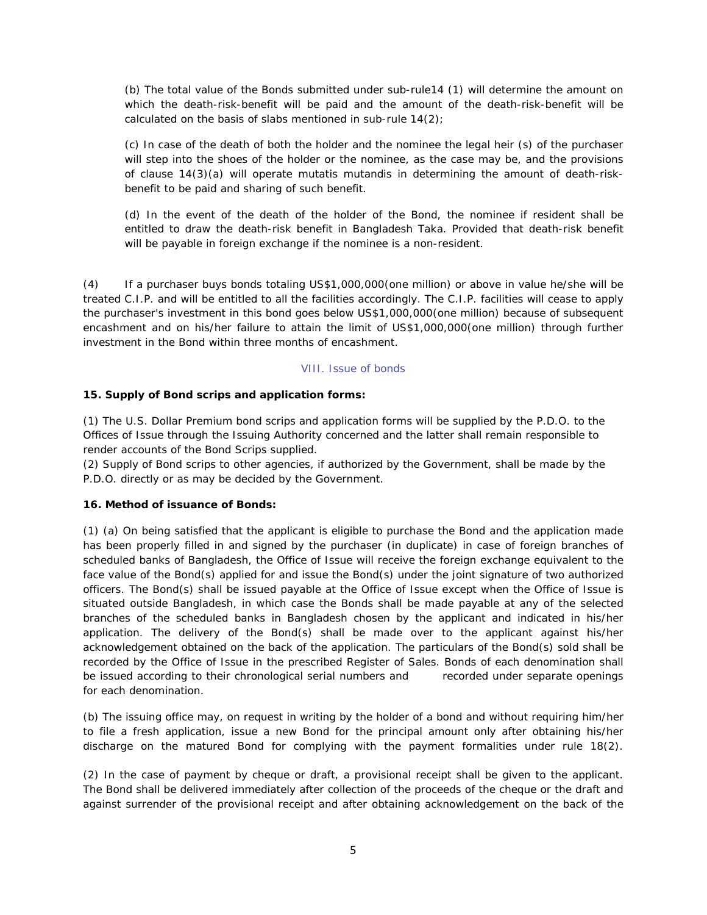(b) The total value of the Bonds submitted under sub-rule14 (1) will determine the amount on which the death-risk-benefit will be paid and the amount of the death-risk-benefit will be calculated on the basis of slabs mentioned in sub-rule 14(2);

(c) In case of the death of both the holder and the nominee the legal heir (s) of the purchaser will step into the shoes of the holder or the nominee, as the case may be, and the provisions of clause 14(3)(a) will operate mutatis mutandis in determining the amount of death-risk-benefit to be paid and sharing of such benefit.

(d) In the event of the death of the holder of the Bond, the nominee if resident shall be entitled to draw the death-risk benefit in Bangladesh Taka. Provided that death-risk benefit will be payable in foreign exchange if the nominee is a non-resident.

(4) If a purchaser buys bonds totaling US$1,000,000(one million) or above in value he/she will be treated C.I.P. and will be entitled to all the facilities accordingly. The C.I.P. facilities will cease to apply the purchaser's investment in this bond goes below US$1,000,000(one million) because of subsequent encashment and on his/her failure to attain the limit of US$1,000,000(one million) through further investment in the Bond within three months of encashment.

## VIII. Issue of bonds

**15. Supply of Bond scrips and application forms:**

(1) The U.S. Dollar Premium bond scrips and application forms will be supplied by the P.D.O. to the Offices of Issue through the Issuing Authority concerned and the latter shall remain responsible to render accounts of the Bond Scrips supplied.
(2) Supply of Bond scrips to other agencies, if authorized by the Government, shall be made by the P.D.O. directly or as may be decided by the Government.

**16. Method of issuance of Bonds:**

(1) (a) On being satisfied that the applicant is eligible to purchase the Bond and the application made has been properly filled in and signed by the purchaser (in duplicate) in case of foreign branches of scheduled banks of Bangladesh, the Office of Issue will receive the foreign exchange equivalent to the face value of the Bond(s) applied for and issue the Bond(s) under the joint signature of two authorized officers. The Bond(s) shall be issued payable at the Office of Issue except when the Office of Issue is situated outside Bangladesh, in which case the Bonds shall be made payable at any of the selected branches of the scheduled banks in Bangladesh chosen by the applicant and indicated in his/her application. The delivery of the Bond(s) shall be made over to the applicant against his/her acknowledgement obtained on the back of the application. The particulars of the Bond(s) sold shall be recorded by the Office of Issue in the prescribed Register of Sales. Bonds of each denomination shall be issued according to their chronological serial numbers and recorded under separate openings for each denomination.

(b) The issuing office may, on request in writing by the holder of a bond and without requiring him/her to file a fresh application, issue a new Bond for the principal amount only after obtaining his/her discharge on the matured Bond for complying with the payment formalities under rule 18(2).

(2) In the case of payment by cheque or draft, a provisional receipt shall be given to the applicant. The Bond shall be delivered immediately after collection of the proceeds of the cheque or the draft and against surrender of the provisional receipt and after obtaining acknowledgement on the back of the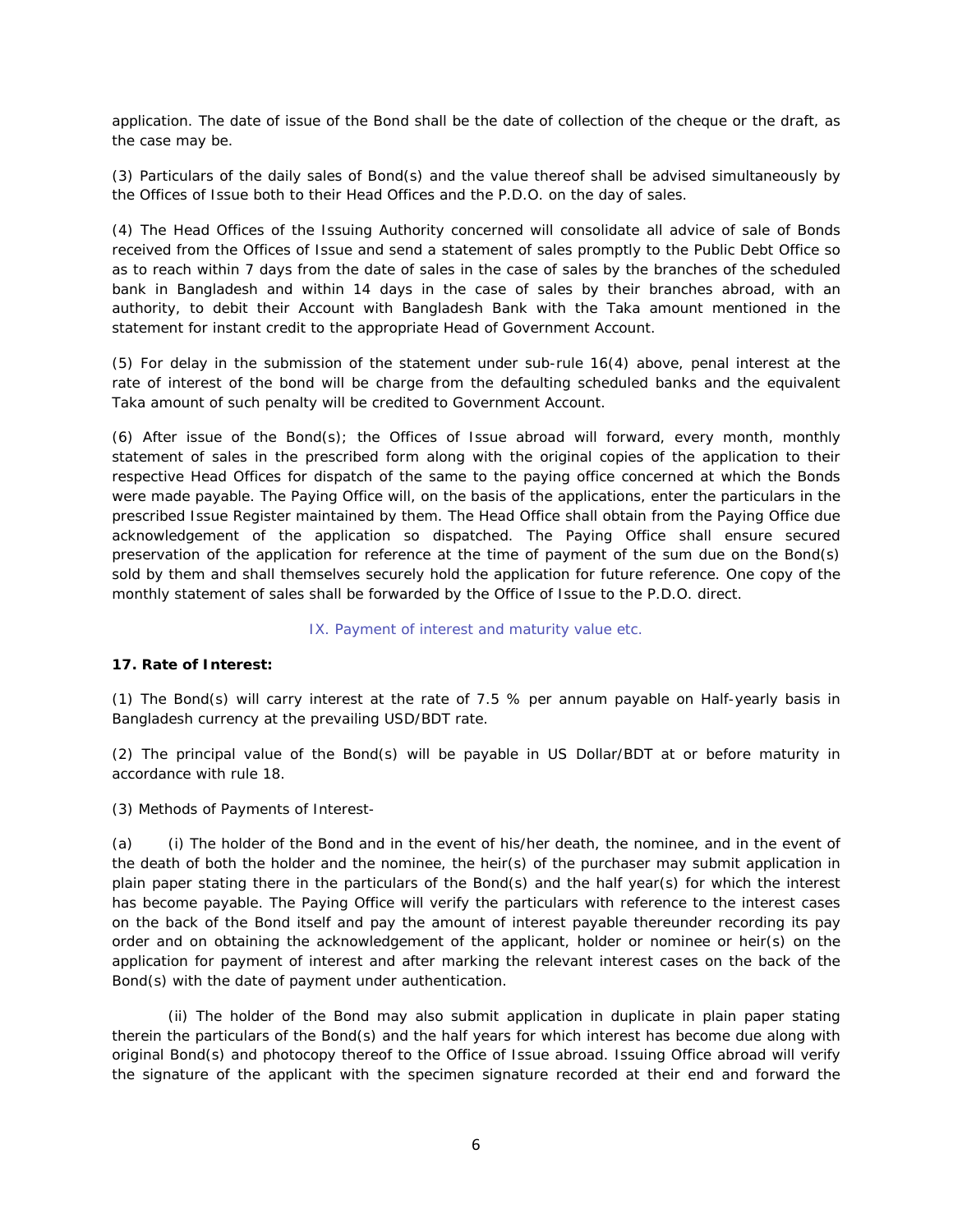application. The date of issue of the Bond shall be the date of collection of the cheque or the draft, as the case may be.

(3) Particulars of the daily sales of Bond(s) and the value thereof shall be advised simultaneously by the Offices of Issue both to their Head Offices and the P.D.O. on the day of sales.

(4) The Head Offices of the Issuing Authority concerned will consolidate all advice of sale of Bonds received from the Offices of Issue and send a statement of sales promptly to the Public Debt Office so as to reach within 7 days from the date of sales in the case of sales by the branches of the scheduled bank in Bangladesh and within 14 days in the case of sales by their branches abroad, with an authority, to debit their Account with Bangladesh Bank with the Taka amount mentioned in the statement for instant credit to the appropriate Head of Government Account.

(5) For delay in the submission of the statement under sub-rule 16(4) above, penal interest at the rate of interest of the bond will be charge from the defaulting scheduled banks and the equivalent Taka amount of such penalty will be credited to Government Account.

(6) After issue of the Bond(s); the Offices of Issue abroad will forward, every month, monthly statement of sales in the prescribed form along with the original copies of the application to their respective Head Offices for dispatch of the same to the paying office concerned at which the Bonds were made payable. The Paying Office will, on the basis of the applications, enter the particulars in the prescribed Issue Register maintained by them. The Head Office shall obtain from the Paying Office due acknowledgement of the application so dispatched. The Paying Office shall ensure secured preservation of the application for reference at the time of payment of the sum due on the Bond(s) sold by them and shall themselves securely hold the application for future reference. One copy of the monthly statement of sales shall be forwarded by the Office of Issue to the P.D.O. direct.

## IX. Payment of interest and maturity value etc.

**17. Rate of Interest:**

(1) The Bond(s) will carry interest at the rate of 7.5 % per annum payable on Half-yearly basis in Bangladesh currency at the prevailing USD/BDT rate.

(2) The principal value of the Bond(s) will be payable in US Dollar/BDT at or before maturity in accordance with rule 18.

(3) Methods of Payments of Interest-

(a) (i) The holder of the Bond and in the event of his/her death, the nominee, and in the event of the death of both the holder and the nominee, the heir(s) of the purchaser may submit application in plain paper stating there in the particulars of the Bond(s) and the half year(s) for which the interest has become payable. The Paying Office will verify the particulars with reference to the interest cases on the back of the Bond itself and pay the amount of interest payable thereunder recording its pay order and on obtaining the acknowledgement of the applicant, holder or nominee or heir(s) on the application for payment of interest and after marking the relevant interest cases on the back of the Bond(s) with the date of payment under authentication.

(ii) The holder of the Bond may also submit application in duplicate in plain paper stating therein the particulars of the Bond(s) and the half years for which interest has become due along with original Bond(s) and photocopy thereof to the Office of Issue abroad. Issuing Office abroad will verify the signature of the applicant with the specimen signature recorded at their end and forward the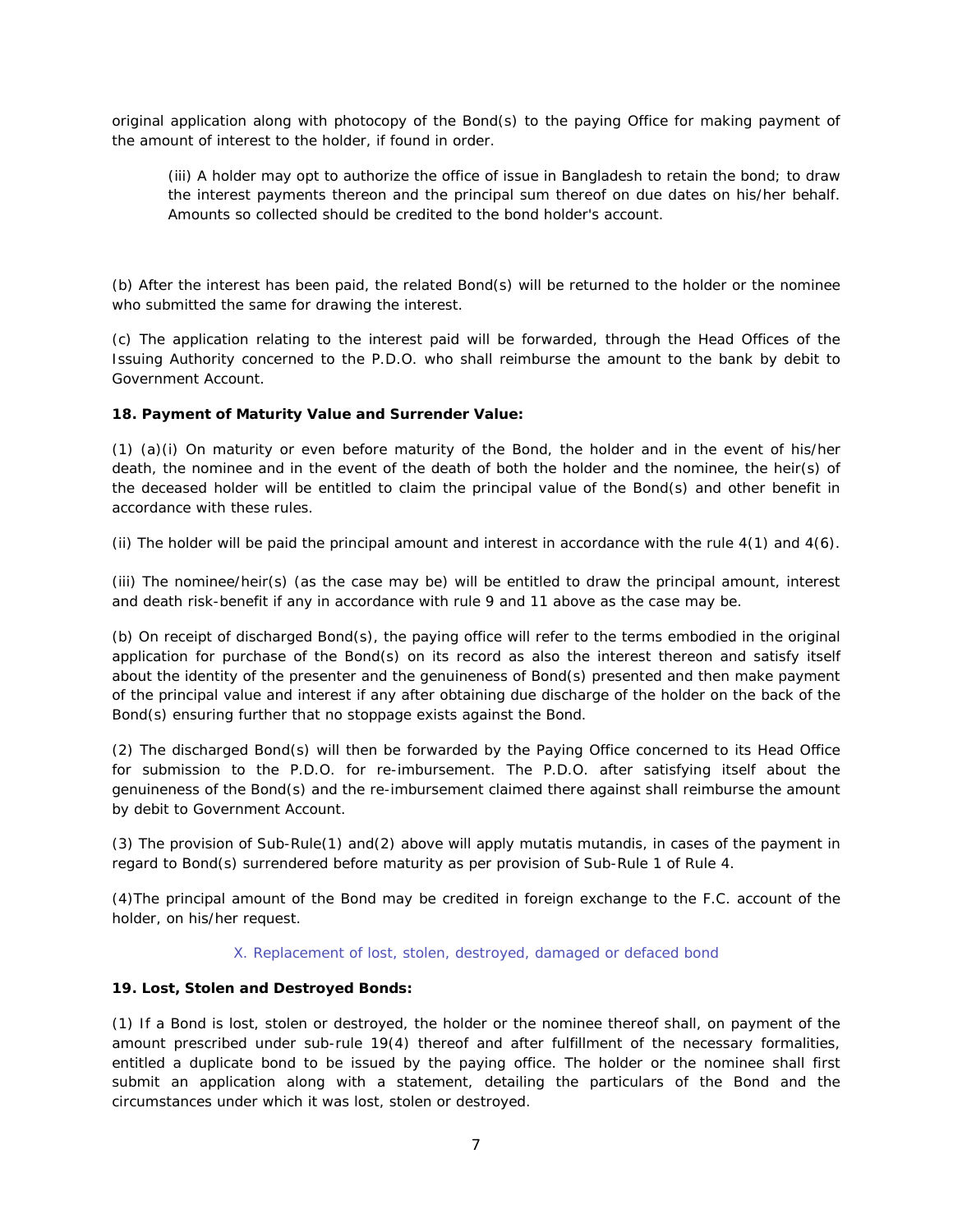original application along with photocopy of the Bond(s) to the paying Office for making payment of the amount of interest to the holder, if found in order.

> (iii) A holder may opt to authorize the office of issue in Bangladesh to retain the bond; to draw the interest payments thereon and the principal sum thereof on due dates on his/her behalf. Amounts so collected should be credited to the bond holder's account.

(b) After the interest has been paid, the related Bond(s) will be returned to the holder or the nominee who submitted the same for drawing the interest.

(c) The application relating to the interest paid will be forwarded, through the Head Offices of the Issuing Authority concerned to the P.D.O. who shall reimburse the amount to the bank by debit to Government Account.

**18. Payment of Maturity Value and Surrender Value:**

(1) (a)(i) On maturity or even before maturity of the Bond, the holder and in the event of his/her death, the nominee and in the event of the death of both the holder and the nominee, the heir(s) of the deceased holder will be entitled to claim the principal value of the Bond(s) and other benefit in accordance with these rules.

(ii) The holder will be paid the principal amount and interest in accordance with the rule 4(1) and 4(6).

(iii) The nominee/heir(s) (as the case may be) will be entitled to draw the principal amount, interest and death risk-benefit if any in accordance with rule 9 and 11 above as the case may be.

(b) On receipt of discharged Bond(s), the paying office will refer to the terms embodied in the original application for purchase of the Bond(s) on its record as also the interest thereon and satisfy itself about the identity of the presenter and the genuineness of Bond(s) presented and then make payment of the principal value and interest if any after obtaining due discharge of the holder on the back of the Bond(s) ensuring further that no stoppage exists against the Bond.

(2) The discharged Bond(s) will then be forwarded by the Paying Office concerned to its Head Office for submission to the P.D.O. for re-imbursement. The P.D.O. after satisfying itself about the genuineness of the Bond(s) and the re-imbursement claimed there against shall reimburse the amount by debit to Government Account.

(3) The provision of Sub-Rule(1) and(2) above will apply mutatis mutandis, in cases of the payment in regard to Bond(s) surrendered before maturity as per provision of Sub-Rule 1 of Rule 4.

(4)The principal amount of the Bond may be credited in foreign exchange to the F.C. account of the holder, on his/her request.

## X. Replacement of lost, stolen, destroyed, damaged or defaced bond

**19. Lost, Stolen and Destroyed Bonds:**

(1) If a Bond is lost, stolen or destroyed, the holder or the nominee thereof shall, on payment of the amount prescribed under sub-rule 19(4) thereof and after fulfillment of the necessary formalities, entitled a duplicate bond to be issued by the paying office. The holder or the nominee shall first submit an application along with a statement, detailing the particulars of the Bond and the circumstances under which it was lost, stolen or destroyed.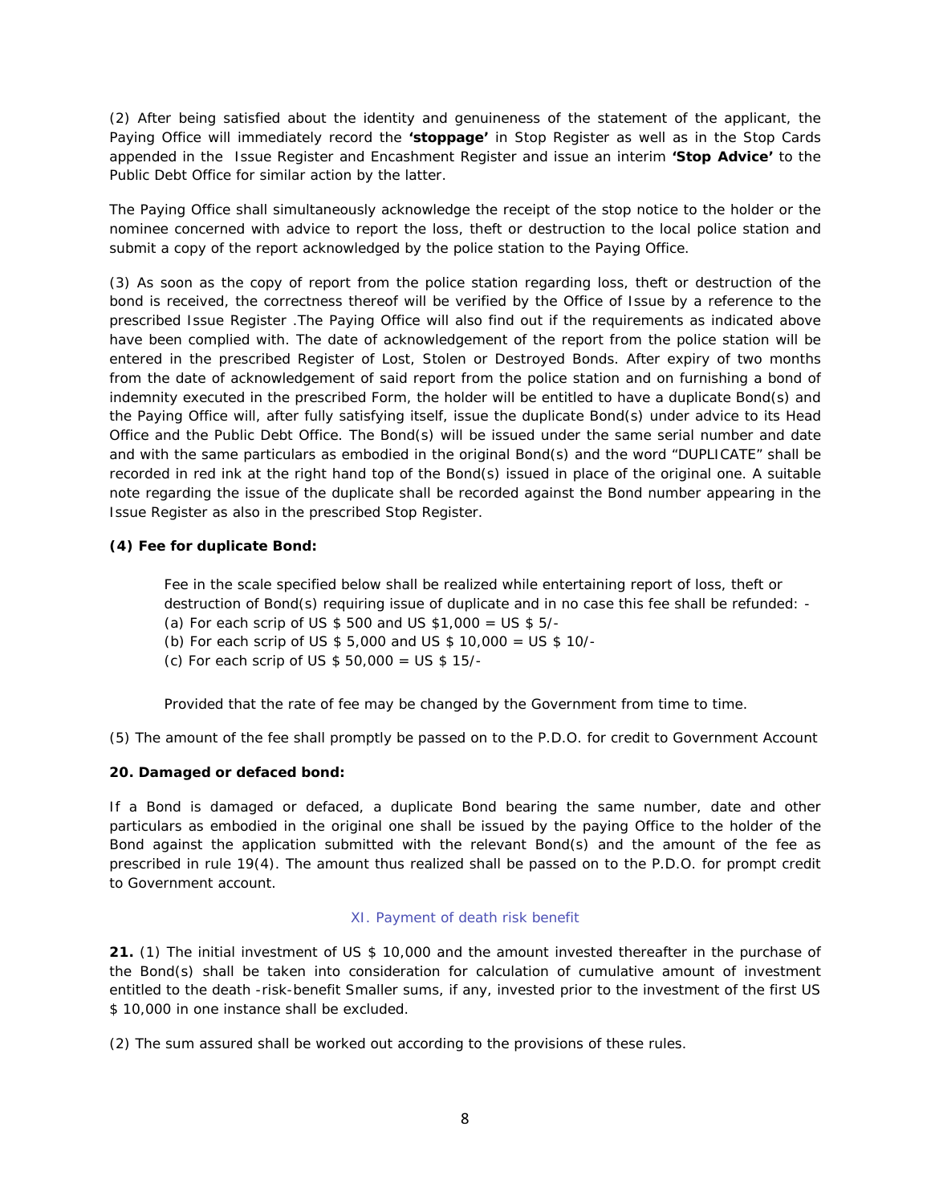(2) After being satisfied about the identity and genuineness of the statement of the applicant, the Paying Office will immediately record the **'stoppage'** in Stop Register as well as in the Stop Cards appended in the Issue Register and Encashment Register and issue an interim **'Stop Advice'** to the Public Debt Office for similar action by the latter.

The Paying Office shall simultaneously acknowledge the receipt of the stop notice to the holder or the nominee concerned with advice to report the loss, theft or destruction to the local police station and submit a copy of the report acknowledged by the police station to the Paying Office.

(3) As soon as the copy of report from the police station regarding loss, theft or destruction of the bond is received, the correctness thereof will be verified by the Office of Issue by a reference to the prescribed Issue Register .The Paying Office will also find out if the requirements as indicated above have been complied with. The date of acknowledgement of the report from the police station will be entered in the prescribed Register of Lost, Stolen or Destroyed Bonds. After expiry of two months from the date of acknowledgement of said report from the police station and on furnishing a bond of indemnity executed in the prescribed Form, the holder will be entitled to have a duplicate Bond(s) and the Paying Office will, after fully satisfying itself, issue the duplicate Bond(s) under advice to its Head Office and the Public Debt Office. The Bond(s) will be issued under the same serial number and date and with the same particulars as embodied in the original Bond(s) and the word "DUPLICATE" shall be recorded in red ink at the right hand top of the Bond(s) issued in place of the original one. A suitable note regarding the issue of the duplicate shall be recorded against the Bond number appearing in the Issue Register as also in the prescribed Stop Register.

**(4) Fee for duplicate Bond:**

Fee in the scale specified below shall be realized while entertaining report of loss, theft or destruction of Bond(s) requiring issue of duplicate and in no case this fee shall be refunded: -

(a) For each scrip of US $ 500 and US $1,000 = US $ 5/-

(b) For each scrip of US $ 5,000 and US $ 10,000 = US $ 10/-

(c) For each scrip of US $ 50,000 = US $ 15/-

Provided that the rate of fee may be changed by the Government from time to time.

(5) The amount of the fee shall promptly be passed on to the P.D.O. for credit to Government Account

**20. Damaged or defaced bond:**

If a Bond is damaged or defaced, a duplicate Bond bearing the same number, date and other particulars as embodied in the original one shall be issued by the paying Office to the holder of the Bond against the application submitted with the relevant Bond(s) and the amount of the fee as prescribed in rule 19(4). The amount thus realized shall be passed on to the P.D.O. for prompt credit to Government account.

## XI. Payment of death risk benefit

**21.** (1) The initial investment of US $ 10,000 and the amount invested thereafter in the purchase of the Bond(s) shall be taken into consideration for calculation of cumulative amount of investment entitled to the death -risk-benefit Smaller sums, if any, invested prior to the investment of the first US $ 10,000 in one instance shall be excluded.

(2) The sum assured shall be worked out according to the provisions of these rules.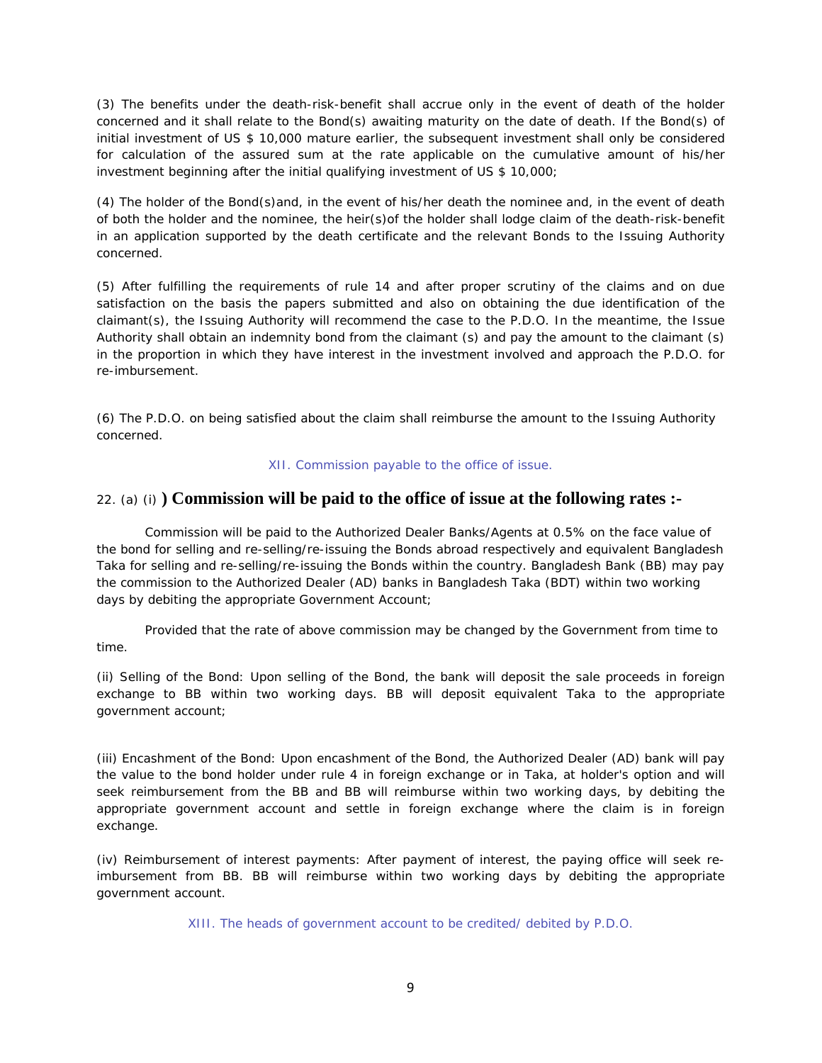(3) The benefits under the death-risk-benefit shall accrue only in the event of death of the holder concerned and it shall relate to the Bond(s) awaiting maturity on the date of death. If the Bond(s) of initial investment of US $ 10,000 mature earlier, the subsequent investment shall only be considered for calculation of the assured sum at the rate applicable on the cumulative amount of his/her investment beginning after the initial qualifying investment of US $ 10,000;

(4) The holder of the Bond(s)and, in the event of his/her death the nominee and, in the event of death of both the holder and the nominee, the heir(s)of the holder shall lodge claim of the death-risk-benefit in an application supported by the death certificate and the relevant Bonds to the Issuing Authority concerned.

(5) After fulfilling the requirements of rule 14 and after proper scrutiny of the claims and on due satisfaction on the basis the papers submitted and also on obtaining the due identification of the claimant(s), the Issuing Authority will recommend the case to the P.D.O. In the meantime, the Issue Authority shall obtain an indemnity bond from the claimant (s) and pay the amount to the claimant (s) in the proportion in which they have interest in the investment involved and approach the P.D.O. for re-imbursement.

(6) The P.D.O. on being satisfied about the claim shall reimburse the amount to the Issuing Authority concerned.

XII. Commission payable to the office of issue.

22. (a) (i) **) Commission will be paid to the office of issue at the following rates :-**

Commission will be paid to the Authorized Dealer Banks/Agents at 0.5% on the face value of the bond for selling and re-selling/re-issuing the Bonds abroad respectively and equivalent Bangladesh Taka for selling and re-selling/re-issuing the Bonds within the country. Bangladesh Bank (BB) may pay the commission to the Authorized Dealer (AD) banks in Bangladesh Taka (BDT) within two working days by debiting the appropriate Government Account;

Provided that the rate of above commission may be changed by the Government from time to time.

(ii) Selling of the Bond: Upon selling of the Bond, the bank will deposit the sale proceeds in foreign exchange to BB within two working days. BB will deposit equivalent Taka to the appropriate government account;

(iii) Encashment of the Bond: Upon encashment of the Bond, the Authorized Dealer (AD) bank will pay the value to the bond holder under rule 4 in foreign exchange or in Taka, at holder's option and will seek reimbursement from the BB and BB will reimburse within two working days, by debiting the appropriate government account and settle in foreign exchange where the claim is in foreign exchange.

(iv) Reimbursement of interest payments: After payment of interest, the paying office will seek re-imbursement from BB. BB will reimburse within two working days by debiting the appropriate government account.

XIII. The heads of government account to be credited/ debited by P.D.O.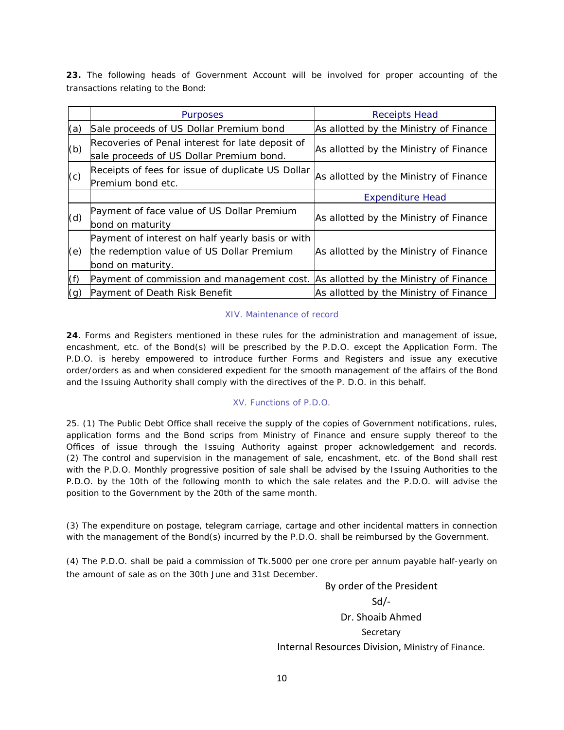**23.** The following heads of Government Account will be involved for proper accounting of the transactions relating to the Bond:

| | Purposes | Receipts Head |
|---|---|---|
| (a) | Sale proceeds of US Dollar Premium bond | As allotted by the Ministry of Finance |
| (b) | Recoveries of Penal interest for late deposit of sale proceeds of US Dollar Premium bond. | As allotted by the Ministry of Finance |
| (c) | Receipts of fees for issue of duplicate US Dollar Premium bond etc. | As allotted by the Ministry of Finance |
| | | Expenditure Head |
| (d) | Payment of face value of US Dollar Premium bond on maturity | As allotted by the Ministry of Finance |
| (e) | Payment of interest on half yearly basis or with the redemption value of US Dollar Premium bond on maturity. | As allotted by the Ministry of Finance |
| (f) | Payment of commission and management cost. | As allotted by the Ministry of Finance |
| (g) | Payment of Death Risk Benefit | As allotted by the Ministry of Finance |

## XIV. Maintenance of record

**24**. Forms and Registers mentioned in these rules for the administration and management of issue, encashment, etc. of the Bond(s) will be prescribed by the P.D.O. except the Application Form. The P.D.O. is hereby empowered to introduce further Forms and Registers and issue any executive order/orders as and when considered expedient for the smooth management of the affairs of the Bond and the Issuing Authority shall comply with the directives of the P. D.O. in this behalf.

## XV. Functions of P.D.O.

25. (1) The Public Debt Office shall receive the supply of the copies of Government notifications, rules, application forms and the Bond scrips from Ministry of Finance and ensure supply thereof to the Offices of issue through the Issuing Authority against proper acknowledgement and records.
(2) The control and supervision in the management of sale, encashment, etc. of the Bond shall rest with the P.D.O. Monthly progressive position of sale shall be advised by the Issuing Authorities to the P.D.O. by the 10th of the following month to which the sale relates and the P.D.O. will advise the position to the Government by the 20th of the same month.

(3) The expenditure on postage, telegram carriage, cartage and other incidental matters in connection with the management of the Bond(s) incurred by the P.D.O. shall be reimbursed by the Government.

(4) The P.D.O. shall be paid a commission of Tk.5000 per one crore per annum payable half-yearly on the amount of sale as on the 30th June and 31st December.

By order of the President

Sd/-

Dr. Shoaib Ahmed

Secretary

Internal Resources Division, Ministry of Finance.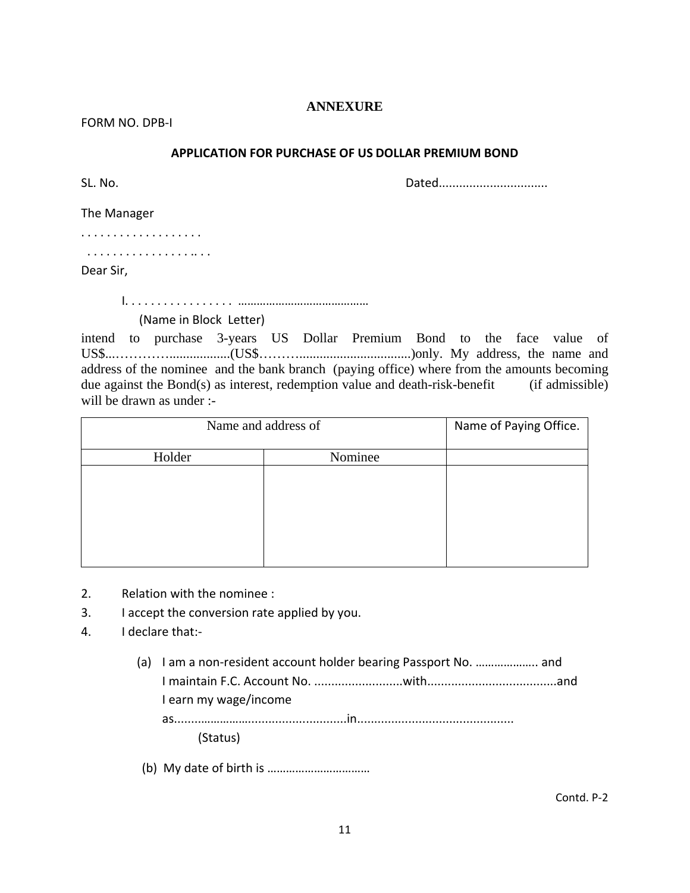## ANNEXURE

FORM NO. DPB-I

### APPLICATION FOR PURCHASE OF US DOLLAR PREMIUM BOND

SL. No. Dated................................

The Manager

. . . . . . . . . . . . . . . . . .

. . . . . . . . . . . . . . . . .. . .

Dear Sir,

I. . . . . . . . . . . . . . . . . ..........................................

(Name in Block Letter)

intend to purchase 3-years US Dollar Premium Bond to the face value of US$..………….................(US$………...............................)only. My address, the name and address of the nominee and the bank branch (paying office) where from the amounts becoming due against the Bond(s) as interest, redemption value and death-risk-benefit (if admissible) will be drawn as under :-

| Name and address of | | Name of Paying Office. |
|---|---|---|
| Holder | Nominee | |
| | | |

2. Relation with the nominee :
3. I accept the conversion rate applied by you.
4. I declare that:-

   (a) I am a non-resident account holder bearing Passport No. ……………….. and I maintain F.C. Account No. ..........................with......................................and I earn my wage/income as...................……..............................in.............................................
   (Status)

   (b) My date of birth is ……………………………

Contd. P-2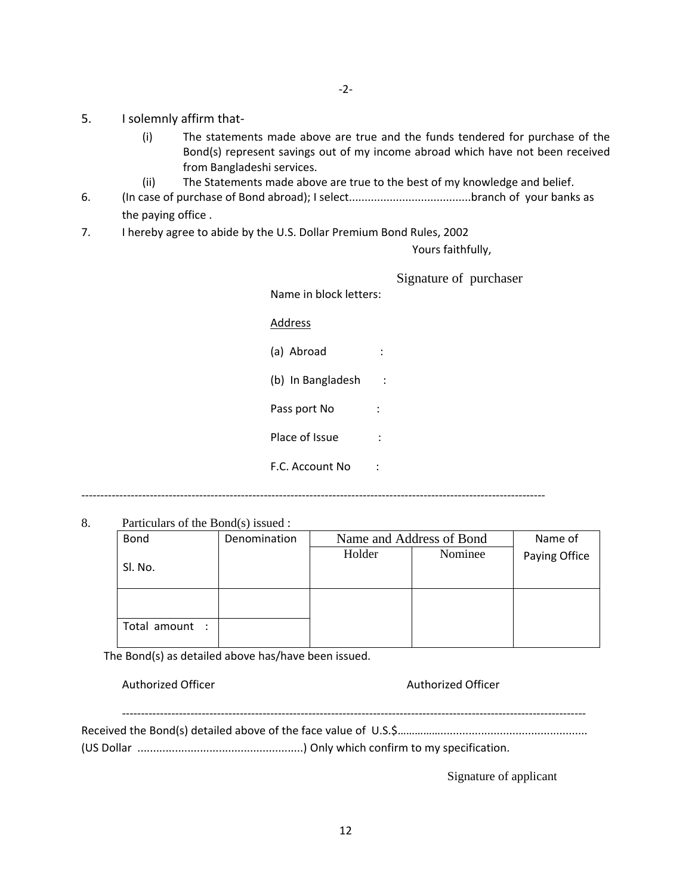5. I solemnly affirm that-

   (i) The statements made above are true and the funds tendered for purchase of the Bond(s) represent savings out of my income abroad which have not been received from Bangladeshi services.

   (ii) The Statements made above are true to the best of my knowledge and belief.

6. (In case of purchase of Bond abroad); I select.......................................branch of your banks as the paying office .

7. I hereby agree to abide by the U.S. Dollar Premium Bond Rules, 2002

Yours faithfully,

Signature of purchaser

Name in block letters:

Address

(a) Abroad :

(b) In Bangladesh :

Pass port No :

Place of Issue :

F.C. Account No :

---

8. Particulars of the Bond(s) issued :

| Bond Sl. No. | Denomination | Name and Address of Bond | | Name of Paying Office |
|---|---|---|---|---|
| | | Holder | Nominee | |
| | | | | |
| Total amount : | | | | |

The Bond(s) as detailed above has/have been issued.

Authorized Officer　　　　　　　　　　　　Authorized Officer

---

Received the Bond(s) detailed above of the face value of U.S.$............................................................... (US Dollar .....................................................) Only which confirm to my specification.

Signature of applicant